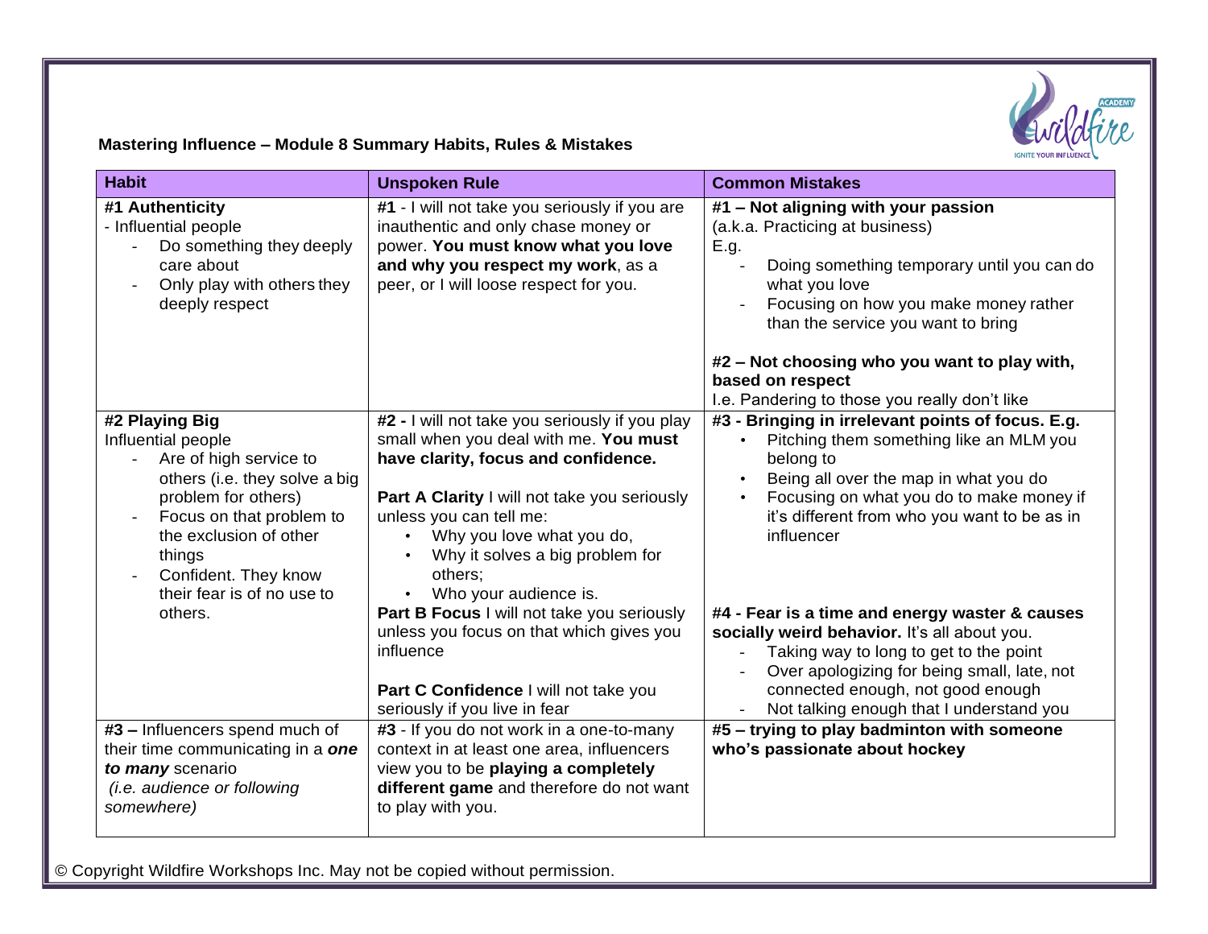**Mastering Influence – Module 8 Summary Habits, Rules & Mistakes**

| Habit | Unspoken Rule | Common Mistakes |
|---|---|---|
| **#1 Authenticity**<br>- Influential people<br>- Do something they deeply care about<br>- Only play with others they deeply respect | **#1** - I will not take you seriously if you are inauthentic and only chase money or power. **You must know what you love and why you respect my work**, as a peer, or I will loose respect for you. | **#1 – Not aligning with your passion**<br>(a.k.a. Practicing at business)<br>E.g.<br>- Doing something temporary until you can do what you love<br>- Focusing on how you make money rather than the service you want to bring<br><br>**#2 – Not choosing who you want to play with, based on respect**<br>I.e. Pandering to those you really don't like |
| **#2 Playing Big**<br>Influential people<br>- Are of high service to others (i.e. they solve a big problem for others)<br>- Focus on that problem to the exclusion of other things<br>- Confident. They know their fear is of no use to others. | **#2 -** I will not take you seriously if you play small when you deal with me. **You must have clarity, focus and confidence.**<br><br>**Part A Clarity** I will not take you seriously unless you can tell me:<br>• Why you love what you do,<br>• Why it solves a big problem for others;<br>• Who your audience is.<br>**Part B Focus** I will not take you seriously unless you focus on that which gives you influence<br><br>**Part C Confidence** I will not take you seriously if you live in fear | **#3 - Bringing in irrelevant points of focus. E.g.**<br>• Pitching them something like an MLM you belong to<br>• Being all over the map in what you do<br>• Focusing on what you do to make money if it's different from who you want to be as in influencer<br><br>**#4 - Fear is a time and energy waster & causes socially weird behavior.** It's all about you.<br>- Taking way to long to get to the point<br>- Over apologizing for being small, late, not connected enough, not good enough<br>- Not talking enough that I understand you |
| **#3 –** Influencers spend much of their time communicating in a ***one to many*** scenario<br>*(i.e. audience or following somewhere)* | **#3** - If you do not work in a one-to-many context in at least one area, influencers view you to be **playing a completely different game** and therefore do not want to play with you. | **#5 – trying to play badminton with someone who's passionate about hockey** |

© Copyright Wildfire Workshops Inc. May not be copied without permission.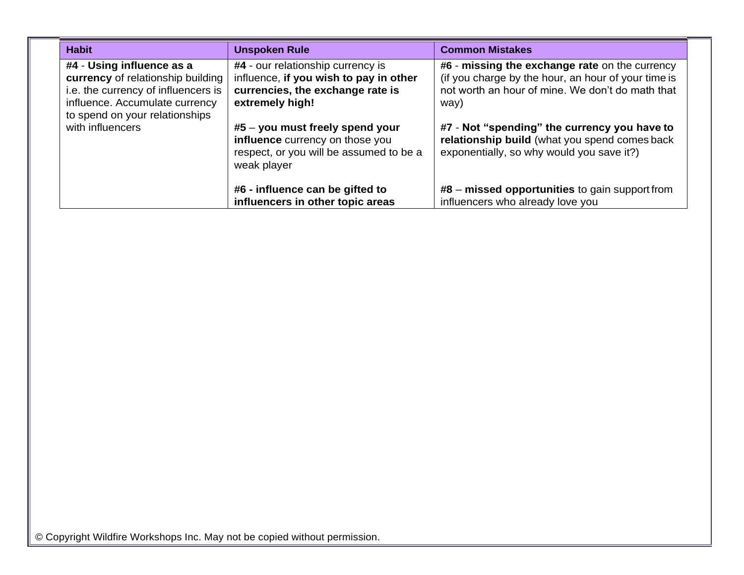| Habit | Unspoken Rule | Common Mistakes |
|---|---|---|
| **#4** - **Using influence as a currency** of relationship building i.e. the currency of influencers is influence. Accumulate currency to spend on your relationships with influencers | **#4** - our relationship currency is influence, **if you wish to pay in other currencies, the exchange rate is extremely high!**<br><br>**#5** – **you must freely spend your influence** currency on those you respect, or you will be assumed to be a weak player<br><br>**#6 - influence can be gifted to influencers in other topic areas** | **#6** - **missing the exchange rate** on the currency (if you charge by the hour, an hour of your time is not worth an hour of mine. We don't do math that way)<br><br>**#7** - **Not "spending" the currency you have to relationship build** (what you spend comes back exponentially, so why would you save it?)<br><br>**#8** – **missed opportunities** to gain support from influencers who already love you |

© Copyright Wildfire Workshops Inc. May not be copied without permission.